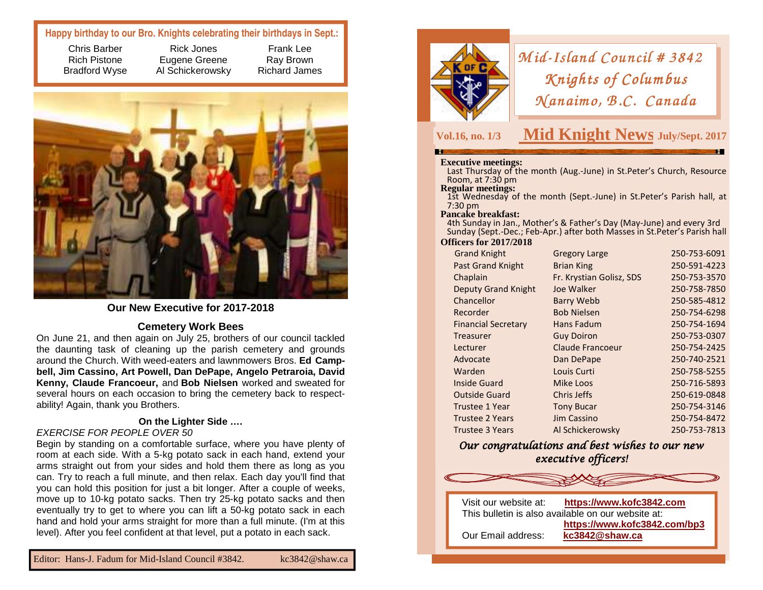**Happy birthday to our Bro. Knights celebrating their birthdays in Sept.:**

| | | |
|---|---|---|
| Chris Barber | Rick Jones | Frank Lee |
| Rich Pistone | Eugene Greene | Ray Brown |
| Bradford Wyse | Al Schickerowsky | Richard James |

**Our New Executive for 2017-2018**

### Cemetery Work Bees

On June 21, and then again on July 25, brothers of our council tackled the daunting task of cleaning up the parish cemetery and grounds around the Church. With weed-eaters and lawnmowers Bros. **Ed Campbell, Jim Cassino, Art Powell, Dan DePape, Angelo Petraroia, David Kenny, Claude Francoeur,** and **Bob Nielsen** worked and sweated for several hours on each occasion to bring the cemetery back to respectability! Again, thank you Brothers.

### On the Lighter Side ….

*EXERCISE FOR PEOPLE OVER 50*

Begin by standing on a comfortable surface, where you have plenty of room at each side. With a 5-kg potato sack in each hand, extend your arms straight out from your sides and hold them there as long as you can. Try to reach a full minute, and then relax. Each day you'll find that you can hold this position for just a bit longer. After a couple of weeks, move up to 10-kg potato sacks. Then try 25-kg potato sacks and then eventually try to get to where you can lift a 50-kg potato sack in each hand and hold your arms straight for more than a full minute. (I'm at this level). After you feel confident at that level, put a potato in each sack.

Editor: Hans-J. Fadum for Mid-Island Council #3842. kc3842@shaw.ca

# *Mid-Island Council # 3842*
# *Knights of Columbus*
# *Nanaimo, B.C. Canada*

**Vol.16, no. 1/3** **Mid Knight News** **July/Sept. 2017**

**Executive meetings:**
Last Thursday of the month (Aug.-June) in St.Peter's Church, Resource Room, at 7:30 pm

**Regular meetings:**
1st Wednesday of the month (Sept.-June) in St.Peter's Parish hall, at 7:30 pm

**Pancake breakfast:**
4th Sunday in Jan., Mother's & Father's Day (May-June) and every 3rd Sunday (Sept.-Dec.; Feb-Apr.) after both Masses in St.Peter's Parish hall

**Officers for 2017/2018**

| Office | Name | Phone |
|---|---|---|
| Grand Knight | Gregory Large | 250-753-6091 |
| Past Grand Knight | Brian King | 250-591-4223 |
| Chaplain | Fr. Krystian Golisz, SDS | 250-753-3570 |
| Deputy Grand Knight | Joe Walker | 250-758-7850 |
| Chancellor | Barry Webb | 250-585-4812 |
| Recorder | Bob Nielsen | 250-754-6298 |
| Financial Secretary | Hans Fadum | 250-754-1694 |
| Treasurer | Guy Doiron | 250-753-0307 |
| Lecturer | Claude Francoeur | 250-754-2425 |
| Advocate | Dan DePape | 250-740-2521 |
| Warden | Louis Curti | 250-758-5255 |
| Inside Guard | Mike Loos | 250-716-5893 |
| Outside Guard | Chris Jeffs | 250-619-0848 |
| Trustee 1 Year | Tony Bucar | 250-754-3146 |
| Trustee 2 Years | Jim Cassino | 250-754-8472 |
| Trustee 3 Years | Al Schickerowsky | 250-753-7813 |

*Our congratulations and best wishes to our new executive officers!*

Visit our website at: **https://www.kofc3842.com**
This bulletin is also available on our website at: **https://www.kofc3842.com/bp3**
Our Email address: **kc3842@shaw.ca**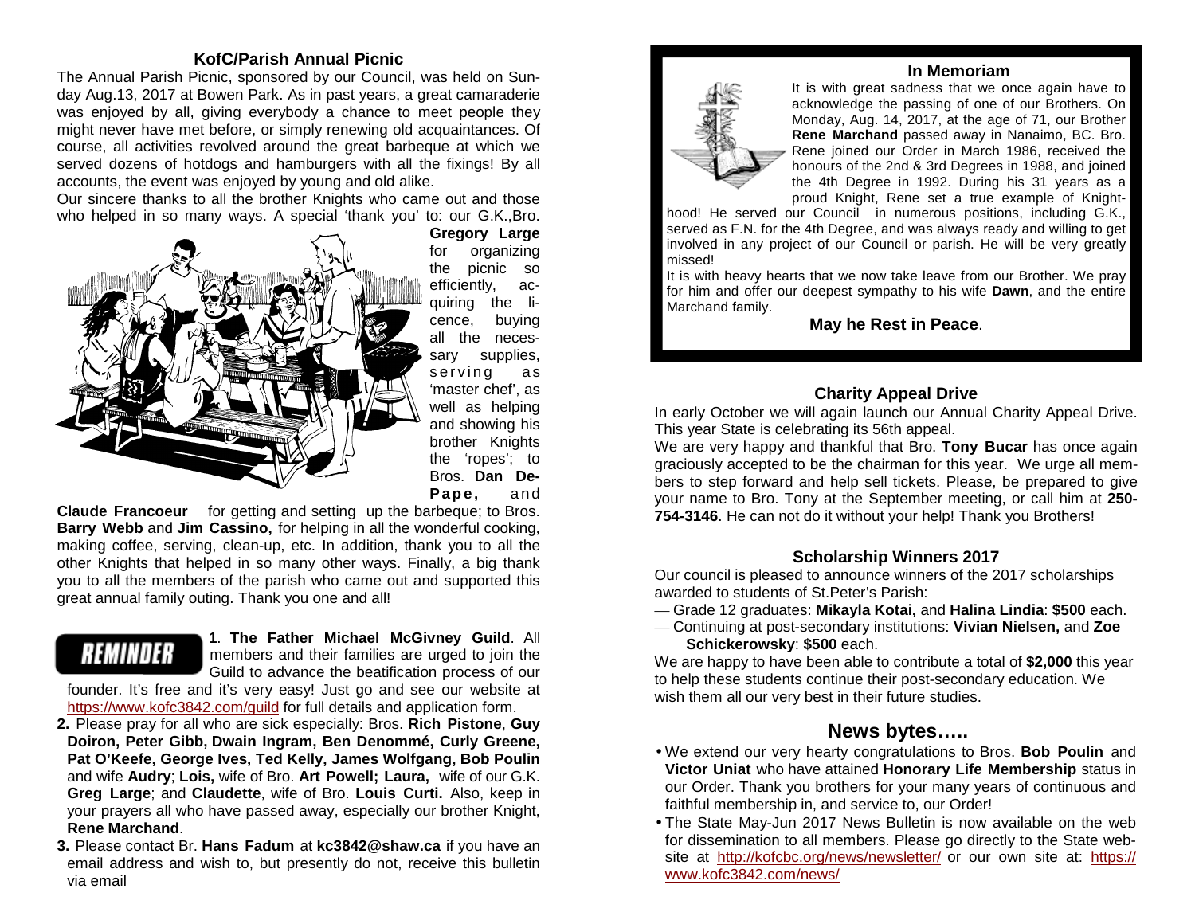## KofC/Parish Annual Picnic

The Annual Parish Picnic, sponsored by our Council, was held on Sunday Aug.13, 2017 at Bowen Park. As in past years, a great camaraderie was enjoyed by all, giving everybody a chance to meet people they might never have met before, or simply renewing old acquaintances. Of course, all activities revolved around the great barbeque at which we served dozens of hotdogs and hamburgers with all the fixings! By all accounts, the event was enjoyed by young and old alike.

Our sincere thanks to all the brother Knights who came out and those who helped in so many ways. A special 'thank you' to: our G.K.,Bro. **Gregory Large** for organizing the picnic so efficiently, acquiring the licence, buying all the necessary supplies, serving as 'master chef', as well as helping and showing his brother Knights the 'ropes'; to Bros. **Dan DePape,** and **Claude Francoeur** for getting and setting up the barbeque; to Bros. **Barry Webb** and **Jim Cassino,** for helping in all the wonderful cooking, making coffee, serving, clean-up, etc. In addition, thank you to all the other Knights that helped in so many other ways. Finally, a big thank you to all the members of the parish who came out and supported this great annual family outing. Thank you one and all!

**REMINDER**

1. **The Father Michael McGivney Guild**. All members and their families are urged to join the Guild to advance the beatification process of our founder. It's free and it's very easy! Just go and see our website at https://www.kofc3842.com/guild for full details and application form.
2. Please pray for all who are sick especially: Bros. **Rich Pistone**, **Guy Doiron, Peter Gibb, Dwain Ingram, Ben Denommé, Curly Greene, Pat O'Keefe, George Ives, Ted Kelly, James Wolfgang, Bob Poulin** and wife **Audry**; **Lois,** wife of Bro. **Art Powell; Laura,** wife of our G.K. **Greg Large**; and **Claudette**, wife of Bro. **Louis Curti.** Also, keep in your prayers all who have passed away, especially our brother Knight, **Rene Marchand**.
3. Please contact Br. **Hans Fadum** at **kc3842@shaw.ca** if you have an email address and wish to, but presently do not, receive this bulletin via email

## In Memoriam

It is with great sadness that we once again have to acknowledge the passing of one of our Brothers. On Monday, Aug. 14, 2017, at the age of 71, our Brother **Rene Marchand** passed away in Nanaimo, BC. Bro. Rene joined our Order in March 1986, received the honours of the 2nd & 3rd Degrees in 1988, and joined the 4th Degree in 1992. During his 31 years as a proud Knight, Rene set a true example of Knighthood! He served our Council in numerous positions, including G.K., served as F.N. for the 4th Degree, and was always ready and willing to get involved in any project of our Council or parish. He will be very greatly missed!

It is with heavy hearts that we now take leave from our Brother. We pray for him and offer our deepest sympathy to his wife **Dawn**, and the entire Marchand family.

**May he Rest in Peace**.

## Charity Appeal Drive

In early October we will again launch our Annual Charity Appeal Drive. This year State is celebrating its 56th appeal.

We are very happy and thankful that Bro. **Tony Bucar** has once again graciously accepted to be the chairman for this year. We urge all members to step forward and help sell tickets. Please, be prepared to give your name to Bro. Tony at the September meeting, or call him at **250-754-3146**. He can not do it without your help! Thank you Brothers!

## Scholarship Winners 2017

Our council is pleased to announce winners of the 2017 scholarships awarded to students of St.Peter's Parish:

— Grade 12 graduates: **Mikayla Kotai,** and **Halina Lindia**: **$500** each.
— Continuing at post-secondary institutions: **Vivian Nielsen,** and **Zoe Schickerowsky**: **$500** each.

We are happy to have been able to contribute a total of **$2,000** this year to help these students continue their post-secondary education. We wish them all our very best in their future studies.

## News bytes…..

- We extend our very hearty congratulations to Bros. **Bob Poulin** and **Victor Uniat** who have attained **Honorary Life Membership** status in our Order. Thank you brothers for your many years of continuous and faithful membership in, and service to, our Order!
- The State May-Jun 2017 News Bulletin is now available on the web for dissemination to all members. Please go directly to the State website at http://kofcbc.org/news/newsletter/ or our own site at: https://www.kofc3842.com/news/